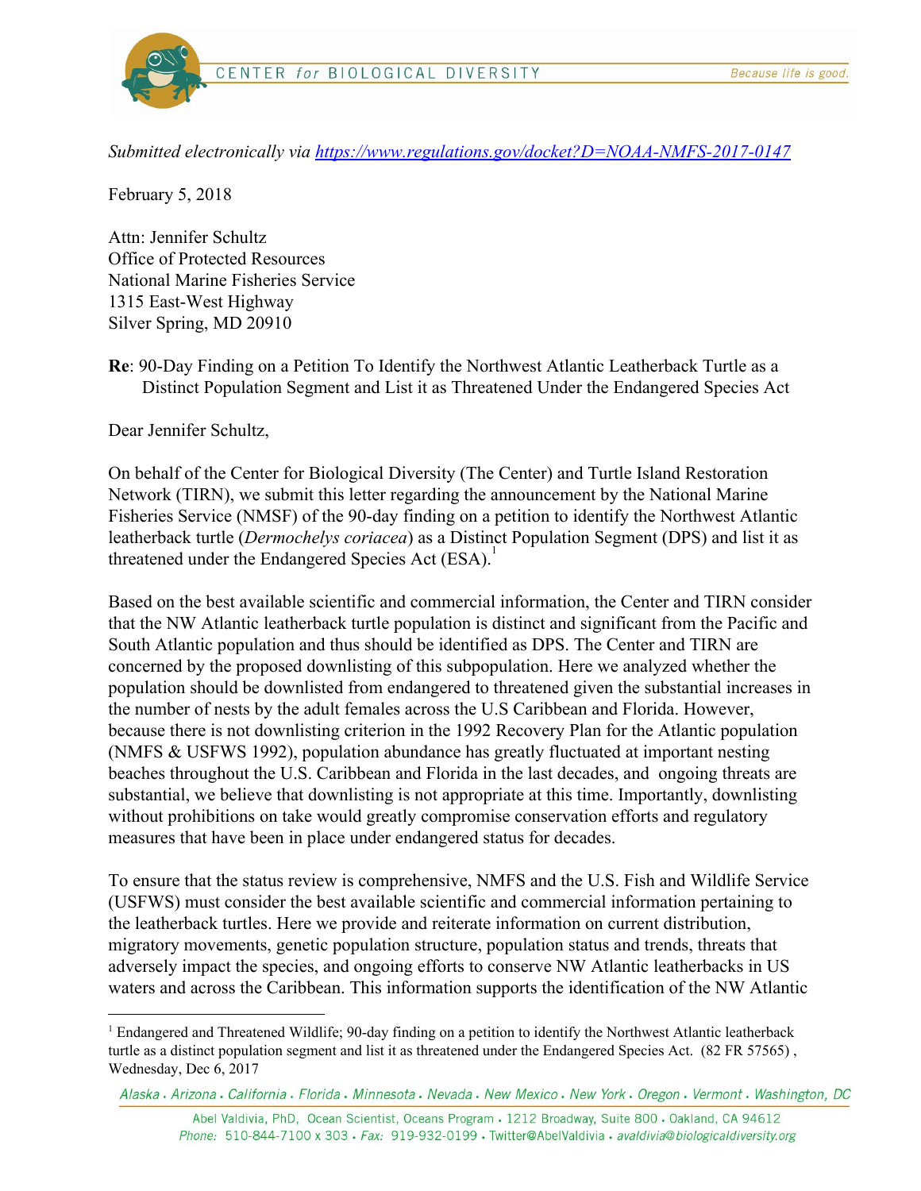CENTER for BIOLOGICAL DIVERSITY — Because life is good.

*Submitted electronically via [https://www.regulations.gov/docket?D=NOAA-NMFS-2017-0147](https://www.regulations.gov/docket?D=NOAA-NMFS-2017-0147)*

February 5, 2018

Attn: Jennifer Schultz
Office of Protected Resources
National Marine Fisheries Service
1315 East-West Highway
Silver Spring, MD 20910

**Re**: 90-Day Finding on a Petition To Identify the Northwest Atlantic Leatherback Turtle as a Distinct Population Segment and List it as Threatened Under the Endangered Species Act

Dear Jennifer Schultz,

On behalf of the Center for Biological Diversity (The Center) and Turtle Island Restoration Network (TIRN), we submit this letter regarding the announcement by the National Marine Fisheries Service (NMSF) of the 90-day finding on a petition to identify the Northwest Atlantic leatherback turtle (*Dermochelys coriacea*) as a Distinct Population Segment (DPS) and list it as threatened under the Endangered Species Act (ESA).[1]

Based on the best available scientific and commercial information, the Center and TIRN consider that the NW Atlantic leatherback turtle population is distinct and significant from the Pacific and South Atlantic population and thus should be identified as DPS. The Center and TIRN are concerned by the proposed downlisting of this subpopulation. Here we analyzed whether the population should be downlisted from endangered to threatened given the substantial increases in the number of nests by the adult females across the U.S Caribbean and Florida. However, because there is not downlisting criterion in the 1992 Recovery Plan for the Atlantic population (NMFS & USFWS 1992), population abundance has greatly fluctuated at important nesting beaches throughout the U.S. Caribbean and Florida in the last decades, and ongoing threats are substantial, we believe that downlisting is not appropriate at this time. Importantly, downlisting without prohibitions on take would greatly compromise conservation efforts and regulatory measures that have been in place under endangered status for decades.

To ensure that the status review is comprehensive, NMFS and the U.S. Fish and Wildlife Service (USFWS) must consider the best available scientific and commercial information pertaining to the leatherback turtles. Here we provide and reiterate information on current distribution, migratory movements, genetic population structure, population status and trends, threats that adversely impact the species, and ongoing efforts to conserve NW Atlantic leatherbacks in US waters and across the Caribbean. This information supports the identification of the NW Atlantic

[1] Endangered and Threatened Wildlife; 90-day finding on a petition to identify the Northwest Atlantic leatherback turtle as a distinct population segment and list it as threatened under the Endangered Species Act. (82 FR 57565), Wednesday, Dec 6, 2017

*Alaska . Arizona . California . Florida . Minnesota . Nevada . New Mexico . New York . Oregon . Vermont . Washington, DC*

Abel Valdivia, PhD, Ocean Scientist, Oceans Program . 1212 Broadway, Suite 800 . Oakland, CA 94612
*Phone:* 510-844-7100 x 303 . *Fax:* 919-932-0199 . Twitter@AbelValdivia . *avaldivia@biologicaldiversity.org*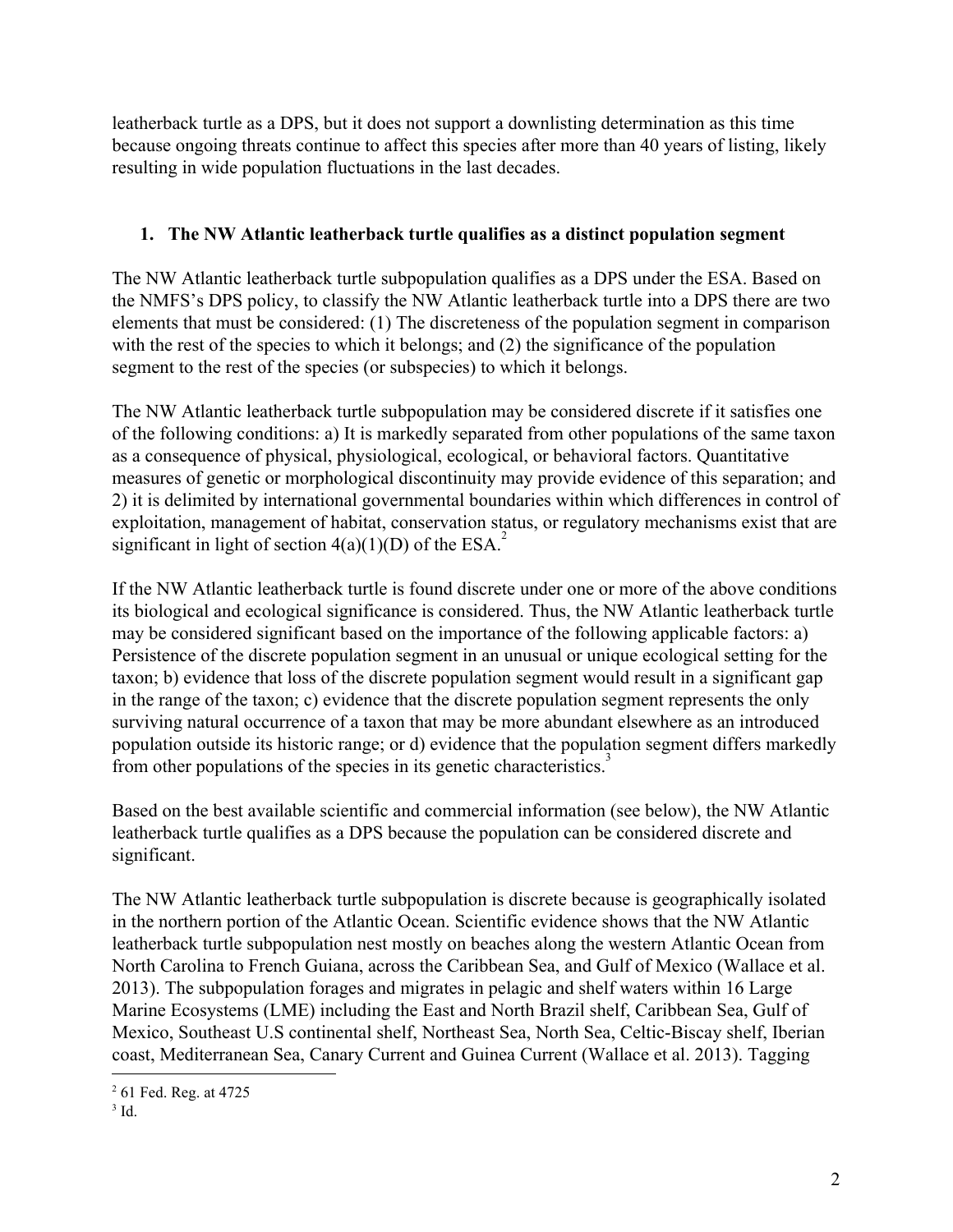leatherback turtle as a DPS, but it does not support a downlisting determination as this time because ongoing threats continue to affect this species after more than 40 years of listing, likely resulting in wide population fluctuations in the last decades.

## 1. The NW Atlantic leatherback turtle qualifies as a distinct population segment

The NW Atlantic leatherback turtle subpopulation qualifies as a DPS under the ESA. Based on the NMFS's DPS policy, to classify the NW Atlantic leatherback turtle into a DPS there are two elements that must be considered: (1) The discreteness of the population segment in comparison with the rest of the species to which it belongs; and (2) the significance of the population segment to the rest of the species (or subspecies) to which it belongs.

The NW Atlantic leatherback turtle subpopulation may be considered discrete if it satisfies one of the following conditions: a) It is markedly separated from other populations of the same taxon as a consequence of physical, physiological, ecological, or behavioral factors. Quantitative measures of genetic or morphological discontinuity may provide evidence of this separation; and 2) it is delimited by international governmental boundaries within which differences in control of exploitation, management of habitat, conservation status, or regulatory mechanisms exist that are significant in light of section 4(a)(1)(D) of the ESA.[2]

If the NW Atlantic leatherback turtle is found discrete under one or more of the above conditions its biological and ecological significance is considered. Thus, the NW Atlantic leatherback turtle may be considered significant based on the importance of the following applicable factors: a) Persistence of the discrete population segment in an unusual or unique ecological setting for the taxon; b) evidence that loss of the discrete population segment would result in a significant gap in the range of the taxon; c) evidence that the discrete population segment represents the only surviving natural occurrence of a taxon that may be more abundant elsewhere as an introduced population outside its historic range; or d) evidence that the population segment differs markedly from other populations of the species in its genetic characteristics.[3]

Based on the best available scientific and commercial information (see below), the NW Atlantic leatherback turtle qualifies as a DPS because the population can be considered discrete and significant.

The NW Atlantic leatherback turtle subpopulation is discrete because is geographically isolated in the northern portion of the Atlantic Ocean. Scientific evidence shows that the NW Atlantic leatherback turtle subpopulation nest mostly on beaches along the western Atlantic Ocean from North Carolina to French Guiana, across the Caribbean Sea, and Gulf of Mexico (Wallace et al. 2013). The subpopulation forages and migrates in pelagic and shelf waters within 16 Large Marine Ecosystems (LME) including the East and North Brazil shelf, Caribbean Sea, Gulf of Mexico, Southeast U.S continental shelf, Northeast Sea, North Sea, Celtic-Biscay shelf, Iberian coast, Mediterranean Sea, Canary Current and Guinea Current (Wallace et al. 2013). Tagging

---

[2] 61 Fed. Reg. at 4725

[3] Id.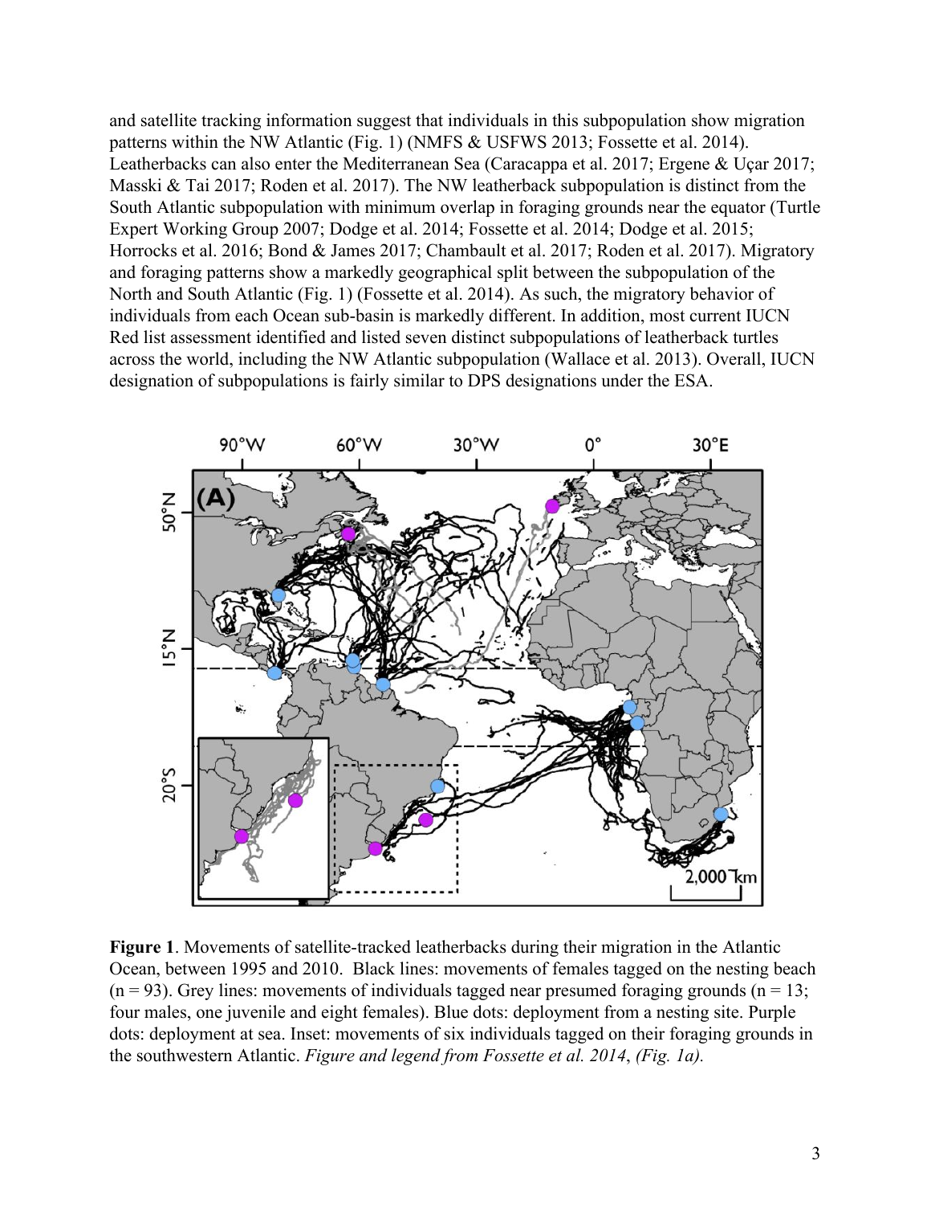and satellite tracking information suggest that individuals in this subpopulation show migration patterns within the NW Atlantic (Fig. 1) (NMFS & USFWS 2013; Fossette et al. 2014). Leatherbacks can also enter the Mediterranean Sea (Caracappa et al. 2017; Ergene & Uçar 2017; Masski & Tai 2017; Roden et al. 2017). The NW leatherback subpopulation is distinct from the South Atlantic subpopulation with minimum overlap in foraging grounds near the equator (Turtle Expert Working Group 2007; Dodge et al. 2014; Fossette et al. 2014; Dodge et al. 2015; Horrocks et al. 2016; Bond & James 2017; Chambault et al. 2017; Roden et al. 2017). Migratory and foraging patterns show a markedly geographical split between the subpopulation of the North and South Atlantic (Fig. 1) (Fossette et al. 2014). As such, the migratory behavior of individuals from each Ocean sub-basin is markedly different. In addition, most current IUCN Red list assessment identified and listed seven distinct subpopulations of leatherback turtles across the world, including the NW Atlantic subpopulation (Wallace et al. 2013). Overall, IUCN designation of subpopulations is fairly similar to DPS designations under the ESA.

**Figure 1**. Movements of satellite-tracked leatherbacks during their migration in the Atlantic Ocean, between 1995 and 2010. Black lines: movements of females tagged on the nesting beach (n = 93). Grey lines: movements of individuals tagged near presumed foraging grounds (n = 13; four males, one juvenile and eight females). Blue dots: deployment from a nesting site. Purple dots: deployment at sea. Inset: movements of six individuals tagged on their foraging grounds in the southwestern Atlantic. *Figure and legend from Fossette et al. 2014*, *(Fig. 1a).*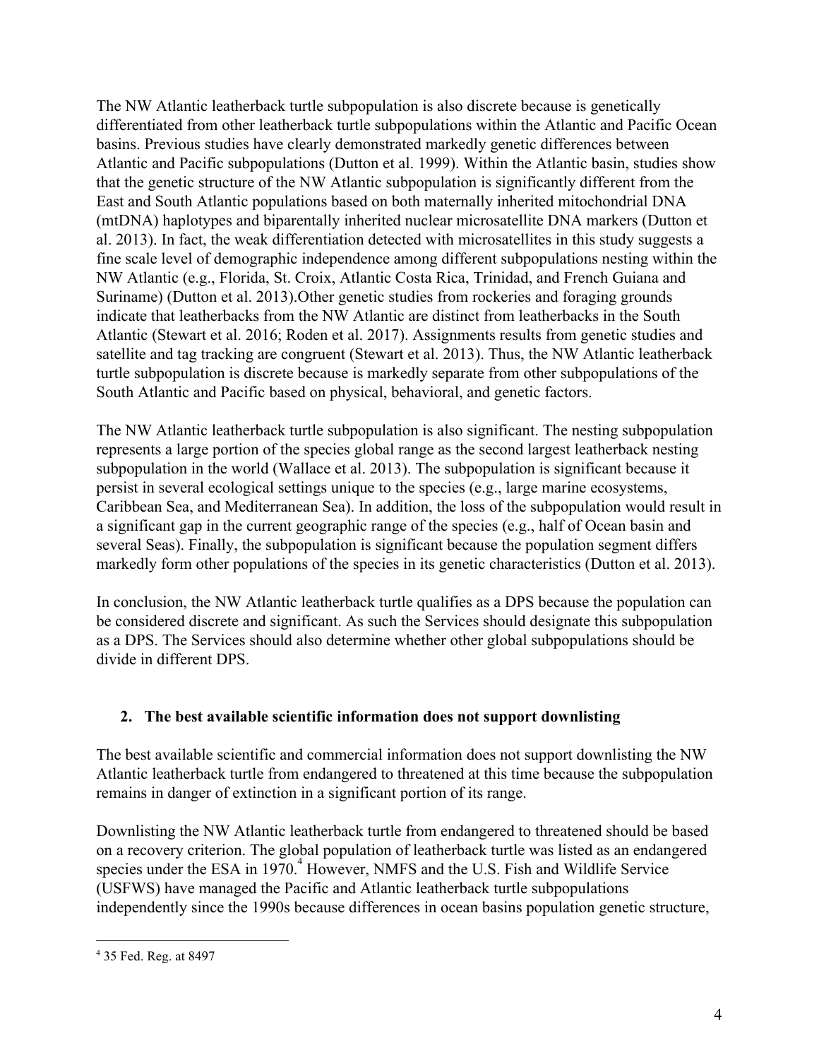The NW Atlantic leatherback turtle subpopulation is also discrete because is genetically differentiated from other leatherback turtle subpopulations within the Atlantic and Pacific Ocean basins. Previous studies have clearly demonstrated markedly genetic differences between Atlantic and Pacific subpopulations (Dutton et al. 1999). Within the Atlantic basin, studies show that the genetic structure of the NW Atlantic subpopulation is significantly different from the East and South Atlantic populations based on both maternally inherited mitochondrial DNA (mtDNA) haplotypes and biparentally inherited nuclear microsatellite DNA markers (Dutton et al. 2013). In fact, the weak differentiation detected with microsatellites in this study suggests a fine scale level of demographic independence among different subpopulations nesting within the NW Atlantic (e.g., Florida, St. Croix, Atlantic Costa Rica, Trinidad, and French Guiana and Suriname) (Dutton et al. 2013).Other genetic studies from rockeries and foraging grounds indicate that leatherbacks from the NW Atlantic are distinct from leatherbacks in the South Atlantic (Stewart et al. 2016; Roden et al. 2017). Assignments results from genetic studies and satellite and tag tracking are congruent (Stewart et al. 2013). Thus, the NW Atlantic leatherback turtle subpopulation is discrete because is markedly separate from other subpopulations of the South Atlantic and Pacific based on physical, behavioral, and genetic factors.

The NW Atlantic leatherback turtle subpopulation is also significant. The nesting subpopulation represents a large portion of the species global range as the second largest leatherback nesting subpopulation in the world (Wallace et al. 2013). The subpopulation is significant because it persist in several ecological settings unique to the species (e.g., large marine ecosystems, Caribbean Sea, and Mediterranean Sea). In addition, the loss of the subpopulation would result in a significant gap in the current geographic range of the species (e.g., half of Ocean basin and several Seas). Finally, the subpopulation is significant because the population segment differs markedly form other populations of the species in its genetic characteristics (Dutton et al. 2013).

In conclusion, the NW Atlantic leatherback turtle qualifies as a DPS because the population can be considered discrete and significant. As such the Services should designate this subpopulation as a DPS. The Services should also determine whether other global subpopulations should be divide in different DPS.

## 2. The best available scientific information does not support downlisting

The best available scientific and commercial information does not support downlisting the NW Atlantic leatherback turtle from endangered to threatened at this time because the subpopulation remains in danger of extinction in a significant portion of its range.

Downlisting the NW Atlantic leatherback turtle from endangered to threatened should be based on a recovery criterion. The global population of leatherback turtle was listed as an endangered species under the ESA in 1970.[4] However, NMFS and the U.S. Fish and Wildlife Service (USFWS) have managed the Pacific and Atlantic leatherback turtle subpopulations independently since the 1990s because differences in ocean basins population genetic structure,

[4] 35 Fed. Reg. at 8497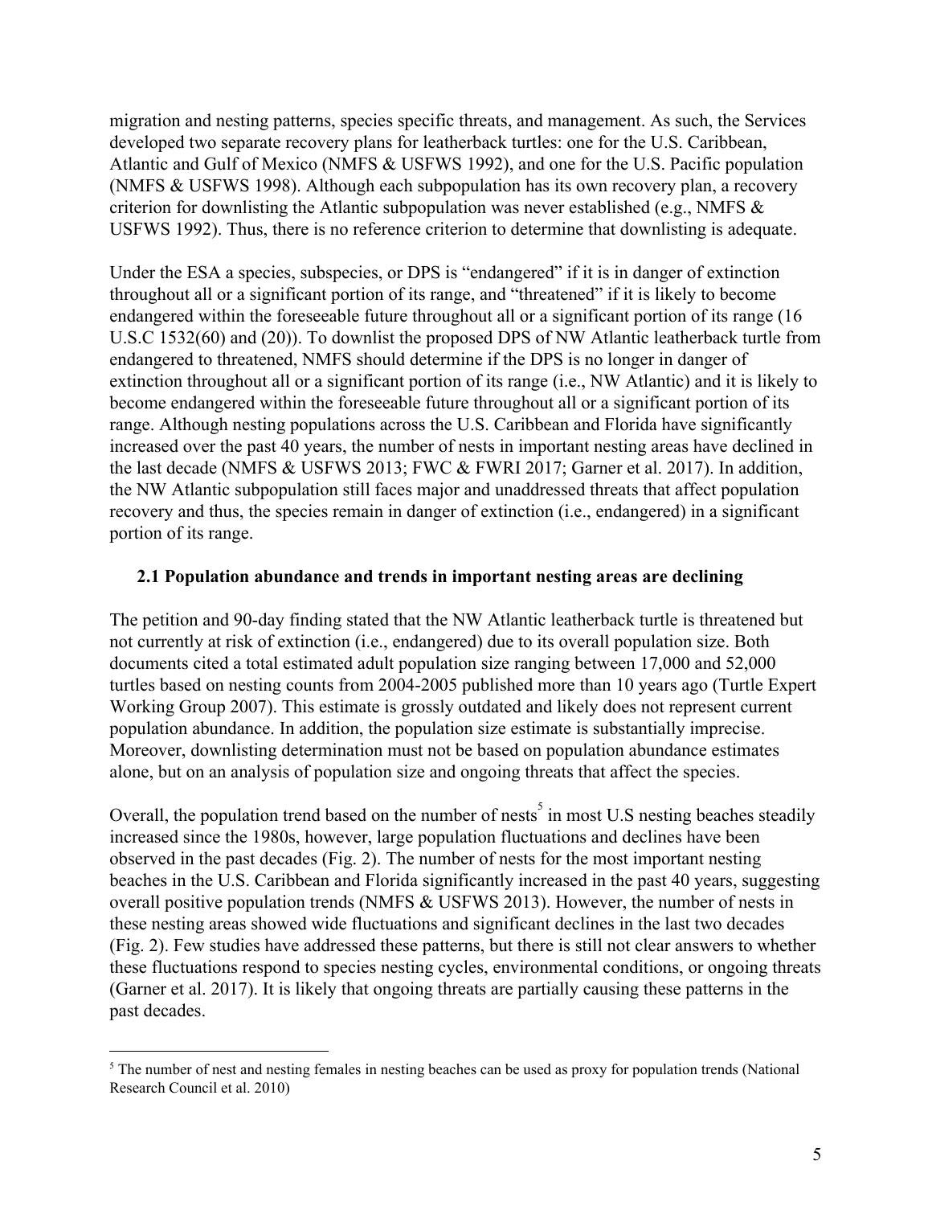migration and nesting patterns, species specific threats, and management. As such, the Services developed two separate recovery plans for leatherback turtles: one for the U.S. Caribbean, Atlantic and Gulf of Mexico (NMFS & USFWS 1992), and one for the U.S. Pacific population (NMFS & USFWS 1998). Although each subpopulation has its own recovery plan, a recovery criterion for downlisting the Atlantic subpopulation was never established (e.g., NMFS & USFWS 1992). Thus, there is no reference criterion to determine that downlisting is adequate.

Under the ESA a species, subspecies, or DPS is "endangered" if it is in danger of extinction throughout all or a significant portion of its range, and "threatened" if it is likely to become endangered within the foreseeable future throughout all or a significant portion of its range (16 U.S.C 1532(60) and (20)). To downlist the proposed DPS of NW Atlantic leatherback turtle from endangered to threatened, NMFS should determine if the DPS is no longer in danger of extinction throughout all or a significant portion of its range (i.e., NW Atlantic) and it is likely to become endangered within the foreseeable future throughout all or a significant portion of its range. Although nesting populations across the U.S. Caribbean and Florida have significantly increased over the past 40 years, the number of nests in important nesting areas have declined in the last decade (NMFS & USFWS 2013; FWC & FWRI 2017; Garner et al. 2017). In addition, the NW Atlantic subpopulation still faces major and unaddressed threats that affect population recovery and thus, the species remain in danger of extinction (i.e., endangered) in a significant portion of its range.

### 2.1 Population abundance and trends in important nesting areas are declining

The petition and 90-day finding stated that the NW Atlantic leatherback turtle is threatened but not currently at risk of extinction (i.e., endangered) due to its overall population size. Both documents cited a total estimated adult population size ranging between 17,000 and 52,000 turtles based on nesting counts from 2004-2005 published more than 10 years ago (Turtle Expert Working Group 2007). This estimate is grossly outdated and likely does not represent current population abundance. In addition, the population size estimate is substantially imprecise. Moreover, downlisting determination must not be based on population abundance estimates alone, but on an analysis of population size and ongoing threats that affect the species.

Overall, the population trend based on the number of nests[5] in most U.S nesting beaches steadily increased since the 1980s, however, large population fluctuations and declines have been observed in the past decades (Fig. 2). The number of nests for the most important nesting beaches in the U.S. Caribbean and Florida significantly increased in the past 40 years, suggesting overall positive population trends (NMFS & USFWS 2013). However, the number of nests in these nesting areas showed wide fluctuations and significant declines in the last two decades (Fig. 2). Few studies have addressed these patterns, but there is still not clear answers to whether these fluctuations respond to species nesting cycles, environmental conditions, or ongoing threats (Garner et al. 2017). It is likely that ongoing threats are partially causing these patterns in the past decades.

[5] The number of nest and nesting females in nesting beaches can be used as proxy for population trends (National Research Council et al. 2010)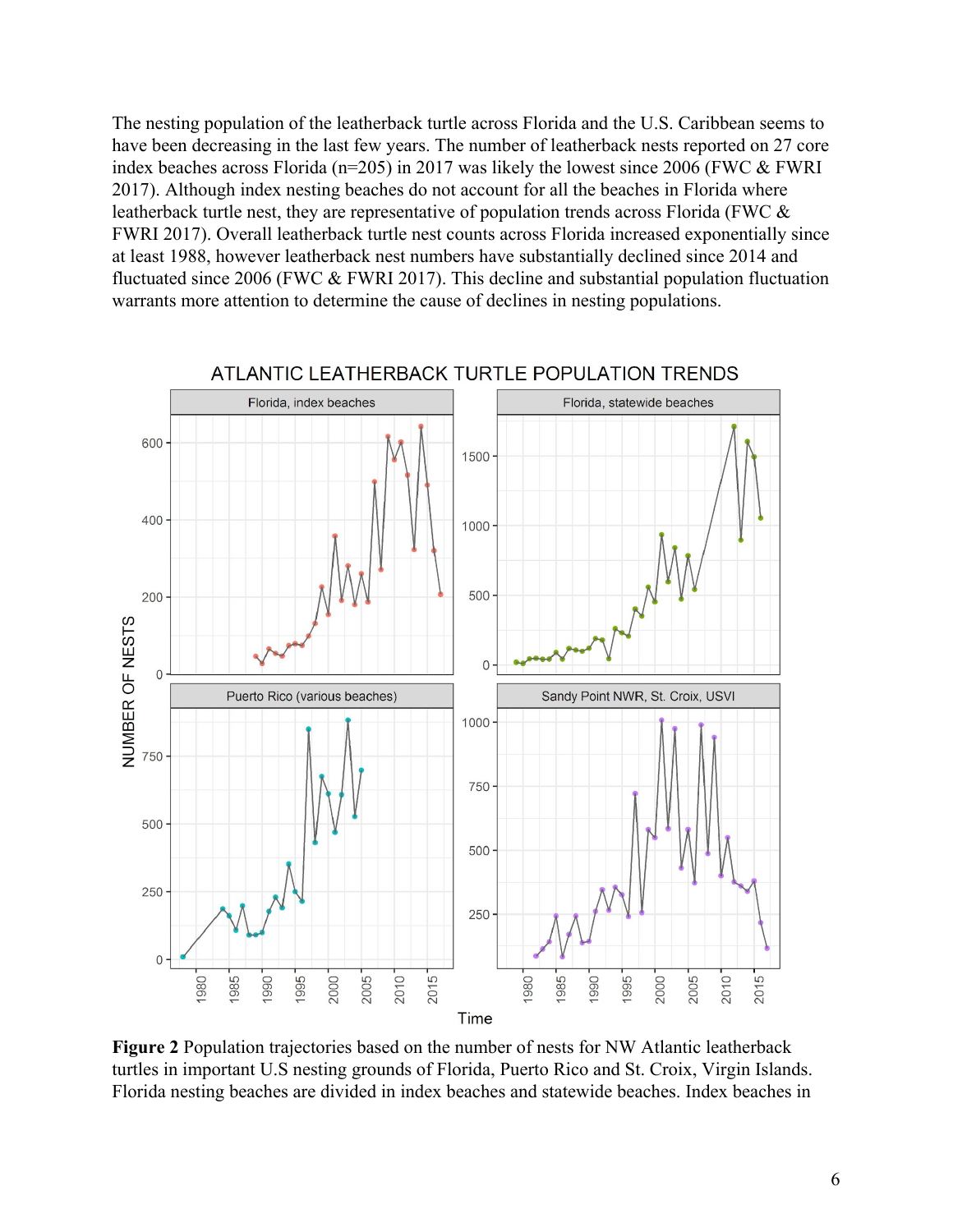The nesting population of the leatherback turtle across Florida and the U.S. Caribbean seems to have been decreasing in the last few years. The number of leatherback nests reported on 27 core index beaches across Florida (n=205) in 2017 was likely the lowest since 2006 (FWC & FWRI 2017). Although index nesting beaches do not account for all the beaches in Florida where leatherback turtle nest, they are representative of population trends across Florida (FWC & FWRI 2017). Overall leatherback turtle nest counts across Florida increased exponentially since at least 1988, however leatherback nest numbers have substantially declined since 2014 and fluctuated since 2006 (FWC & FWRI 2017). This decline and substantial population fluctuation warrants more attention to determine the cause of declines in nesting populations.

**Figure 2** Population trajectories based on the number of nests for NW Atlantic leatherback turtles in important U.S nesting grounds of Florida, Puerto Rico and St. Croix, Virgin Islands. Florida nesting beaches are divided in index beaches and statewide beaches. Index beaches in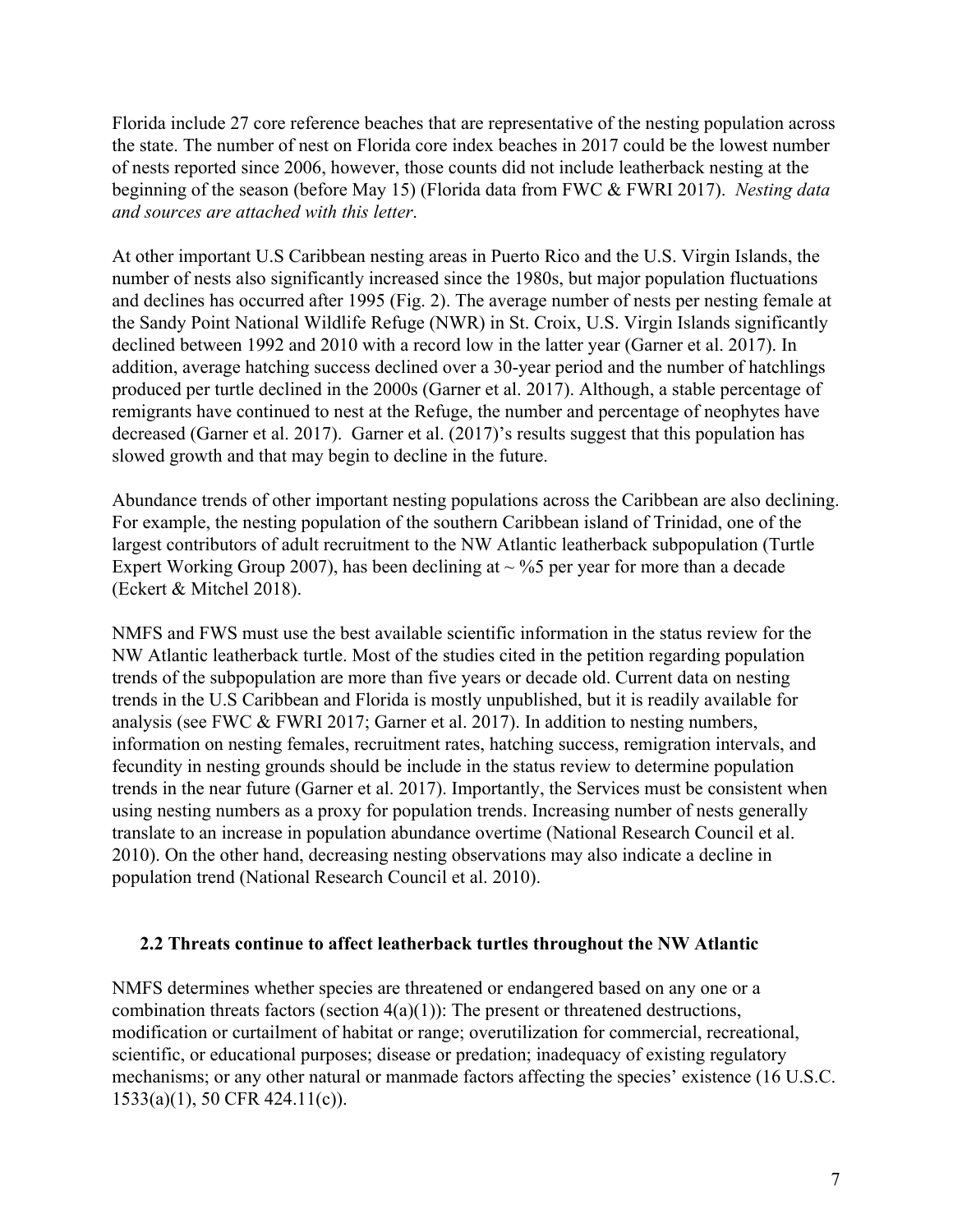Florida include 27 core reference beaches that are representative of the nesting population across the state. The number of nest on Florida core index beaches in 2017 could be the lowest number of nests reported since 2006, however, those counts did not include leatherback nesting at the beginning of the season (before May 15) (Florida data from FWC & FWRI 2017). *Nesting data and sources are attached with this letter*.

At other important U.S Caribbean nesting areas in Puerto Rico and the U.S. Virgin Islands, the number of nests also significantly increased since the 1980s, but major population fluctuations and declines has occurred after 1995 (Fig. 2). The average number of nests per nesting female at the Sandy Point National Wildlife Refuge (NWR) in St. Croix, U.S. Virgin Islands significantly declined between 1992 and 2010 with a record low in the latter year (Garner et al. 2017). In addition, average hatching success declined over a 30-year period and the number of hatchlings produced per turtle declined in the 2000s (Garner et al. 2017). Although, a stable percentage of remigrants have continued to nest at the Refuge, the number and percentage of neophytes have decreased (Garner et al. 2017). Garner et al. (2017)'s results suggest that this population has slowed growth and that may begin to decline in the future.

Abundance trends of other important nesting populations across the Caribbean are also declining. For example, the nesting population of the southern Caribbean island of Trinidad, one of the largest contributors of adult recruitment to the NW Atlantic leatherback subpopulation (Turtle Expert Working Group 2007), has been declining at ~ %5 per year for more than a decade (Eckert & Mitchel 2018).

NMFS and FWS must use the best available scientific information in the status review for the NW Atlantic leatherback turtle. Most of the studies cited in the petition regarding population trends of the subpopulation are more than five years or decade old. Current data on nesting trends in the U.S Caribbean and Florida is mostly unpublished, but it is readily available for analysis (see FWC & FWRI 2017; Garner et al. 2017). In addition to nesting numbers, information on nesting females, recruitment rates, hatching success, remigration intervals, and fecundity in nesting grounds should be include in the status review to determine population trends in the near future (Garner et al. 2017). Importantly, the Services must be consistent when using nesting numbers as a proxy for population trends. Increasing number of nests generally translate to an increase in population abundance overtime (National Research Council et al. 2010). On the other hand, decreasing nesting observations may also indicate a decline in population trend (National Research Council et al. 2010).

### 2.2 Threats continue to affect leatherback turtles throughout the NW Atlantic

NMFS determines whether species are threatened or endangered based on any one or a combination threats factors (section 4(a)(1)): The present or threatened destructions, modification or curtailment of habitat or range; overutilization for commercial, recreational, scientific, or educational purposes; disease or predation; inadequacy of existing regulatory mechanisms; or any other natural or manmade factors affecting the species' existence (16 U.S.C. 1533(a)(1), 50 CFR 424.11(c)).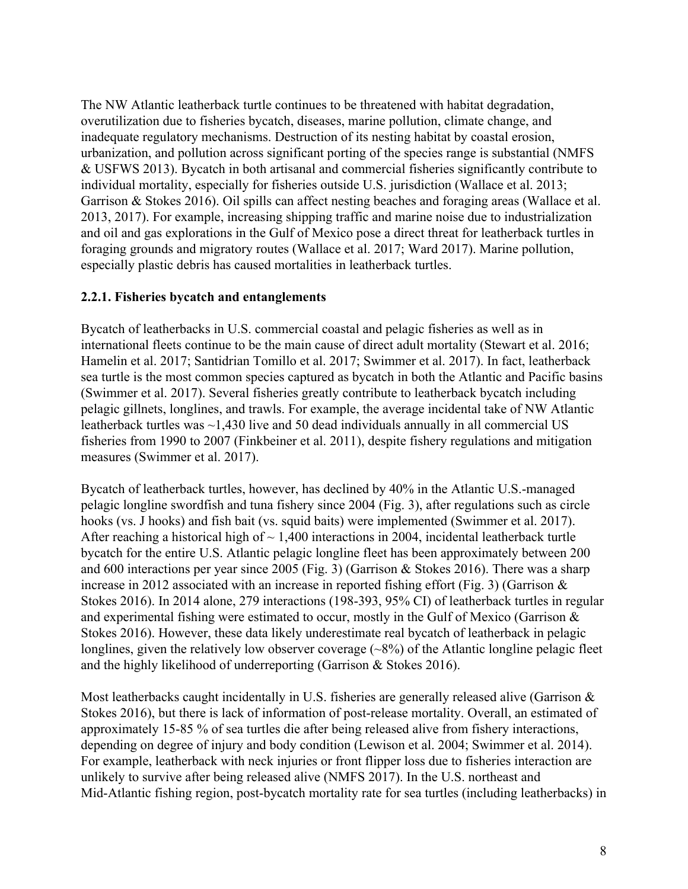The NW Atlantic leatherback turtle continues to be threatened with habitat degradation, overutilization due to fisheries bycatch, diseases, marine pollution, climate change, and inadequate regulatory mechanisms. Destruction of its nesting habitat by coastal erosion, urbanization, and pollution across significant porting of the species range is substantial (NMFS & USFWS 2013). Bycatch in both artisanal and commercial fisheries significantly contribute to individual mortality, especially for fisheries outside U.S. jurisdiction (Wallace et al. 2013; Garrison & Stokes 2016). Oil spills can affect nesting beaches and foraging areas (Wallace et al. 2013, 2017). For example, increasing shipping traffic and marine noise due to industrialization and oil and gas explorations in the Gulf of Mexico pose a direct threat for leatherback turtles in foraging grounds and migratory routes (Wallace et al. 2017; Ward 2017). Marine pollution, especially plastic debris has caused mortalities in leatherback turtles.

### 2.2.1. Fisheries bycatch and entanglements

Bycatch of leatherbacks in U.S. commercial coastal and pelagic fisheries as well as in international fleets continue to be the main cause of direct adult mortality (Stewart et al. 2016; Hamelin et al. 2017; Santidrian Tomillo et al. 2017; Swimmer et al. 2017). In fact, leatherback sea turtle is the most common species captured as bycatch in both the Atlantic and Pacific basins (Swimmer et al. 2017). Several fisheries greatly contribute to leatherback bycatch including pelagic gillnets, longlines, and trawls. For example, the average incidental take of NW Atlantic leatherback turtles was ~1,430 live and 50 dead individuals annually in all commercial US fisheries from 1990 to 2007 (Finkbeiner et al. 2011), despite fishery regulations and mitigation measures (Swimmer et al. 2017).

Bycatch of leatherback turtles, however, has declined by 40% in the Atlantic U.S.-managed pelagic longline swordfish and tuna fishery since 2004 (Fig. 3), after regulations such as circle hooks (vs. J hooks) and fish bait (vs. squid baits) were implemented (Swimmer et al. 2017). After reaching a historical high of ~ 1,400 interactions in 2004, incidental leatherback turtle bycatch for the entire U.S. Atlantic pelagic longline fleet has been approximately between 200 and 600 interactions per year since 2005 (Fig. 3) (Garrison & Stokes 2016). There was a sharp increase in 2012 associated with an increase in reported fishing effort (Fig. 3) (Garrison & Stokes 2016). In 2014 alone, 279 interactions (198-393, 95% CI) of leatherback turtles in regular and experimental fishing were estimated to occur, mostly in the Gulf of Mexico (Garrison & Stokes 2016). However, these data likely underestimate real bycatch of leatherback in pelagic longlines, given the relatively low observer coverage (~8%) of the Atlantic longline pelagic fleet and the highly likelihood of underreporting (Garrison & Stokes 2016).

Most leatherbacks caught incidentally in U.S. fisheries are generally released alive (Garrison & Stokes 2016), but there is lack of information of post-release mortality. Overall, an estimated of approximately 15-85 % of sea turtles die after being released alive from fishery interactions, depending on degree of injury and body condition (Lewison et al. 2004; Swimmer et al. 2014). For example, leatherback with neck injuries or front flipper loss due to fisheries interaction are unlikely to survive after being released alive (NMFS 2017). In the U.S. northeast and Mid-Atlantic fishing region, post-bycatch mortality rate for sea turtles (including leatherbacks) in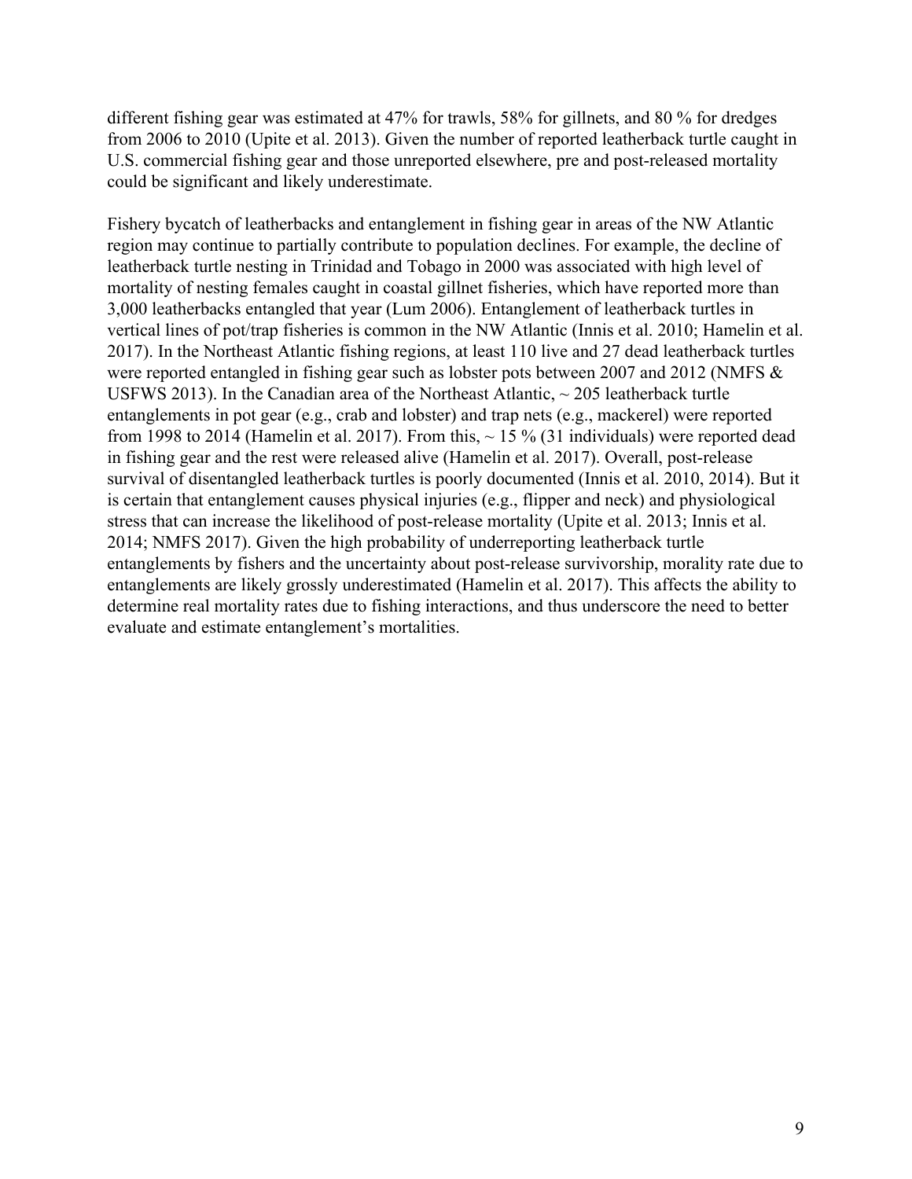different fishing gear was estimated at 47% for trawls, 58% for gillnets, and 80 % for dredges from 2006 to 2010 (Upite et al. 2013). Given the number of reported leatherback turtle caught in U.S. commercial fishing gear and those unreported elsewhere, pre and post-released mortality could be significant and likely underestimate.

Fishery bycatch of leatherbacks and entanglement in fishing gear in areas of the NW Atlantic region may continue to partially contribute to population declines. For example, the decline of leatherback turtle nesting in Trinidad and Tobago in 2000 was associated with high level of mortality of nesting females caught in coastal gillnet fisheries, which have reported more than 3,000 leatherbacks entangled that year (Lum 2006). Entanglement of leatherback turtles in vertical lines of pot/trap fisheries is common in the NW Atlantic (Innis et al. 2010; Hamelin et al. 2017). In the Northeast Atlantic fishing regions, at least 110 live and 27 dead leatherback turtles were reported entangled in fishing gear such as lobster pots between 2007 and 2012 (NMFS & USFWS 2013). In the Canadian area of the Northeast Atlantic, ~ 205 leatherback turtle entanglements in pot gear (e.g., crab and lobster) and trap nets (e.g., mackerel) were reported from 1998 to 2014 (Hamelin et al. 2017). From this, ~ 15 % (31 individuals) were reported dead in fishing gear and the rest were released alive (Hamelin et al. 2017). Overall, post-release survival of disentangled leatherback turtles is poorly documented (Innis et al. 2010, 2014). But it is certain that entanglement causes physical injuries (e.g., flipper and neck) and physiological stress that can increase the likelihood of post-release mortality (Upite et al. 2013; Innis et al. 2014; NMFS 2017). Given the high probability of underreporting leatherback turtle entanglements by fishers and the uncertainty about post-release survivorship, morality rate due to entanglements are likely grossly underestimated (Hamelin et al. 2017). This affects the ability to determine real mortality rates due to fishing interactions, and thus underscore the need to better evaluate and estimate entanglement's mortalities.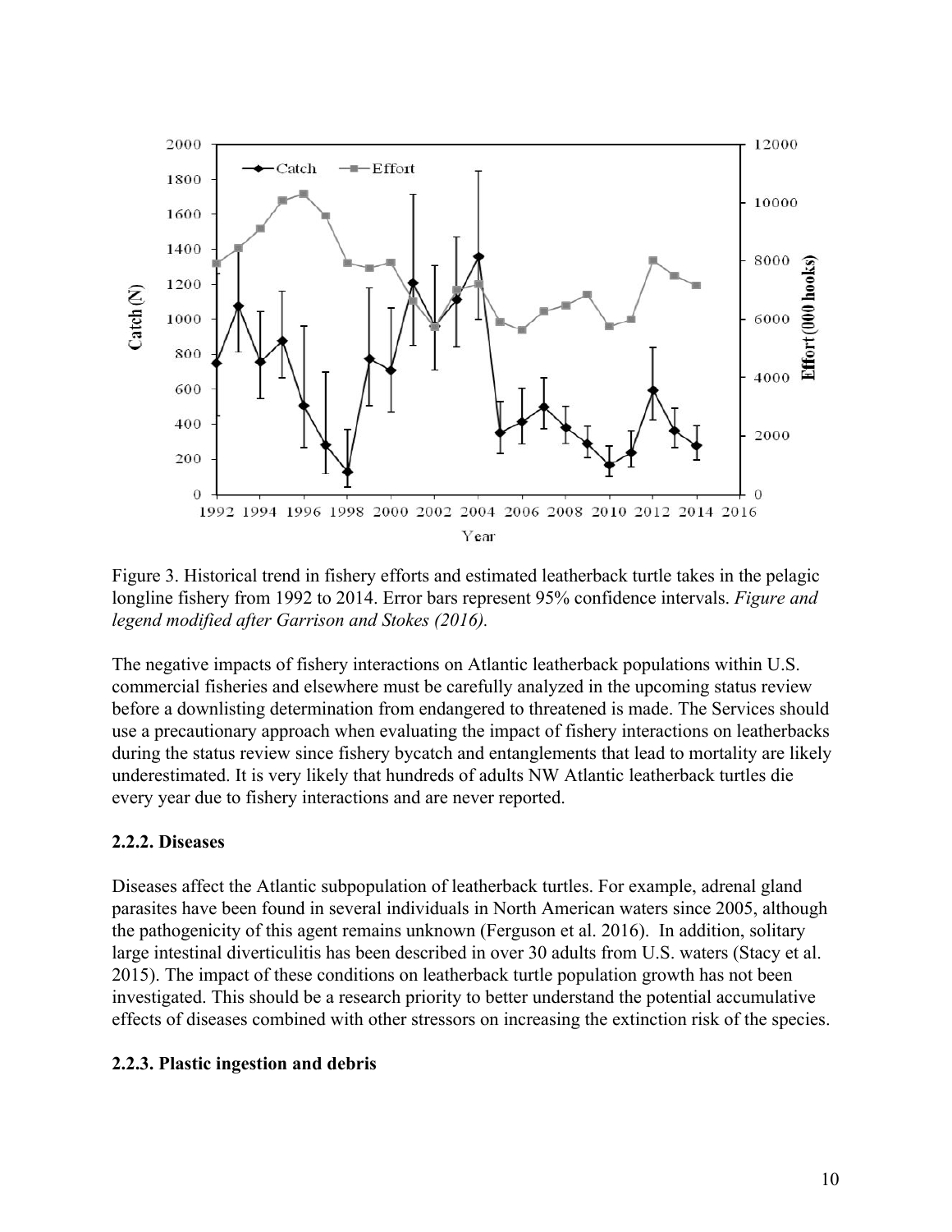Figure 3. Historical trend in fishery efforts and estimated leatherback turtle takes in the pelagic longline fishery from 1992 to 2014. Error bars represent 95% confidence intervals. *Figure and legend modified after Garrison and Stokes (2016).*

The negative impacts of fishery interactions on Atlantic leatherback populations within U.S. commercial fisheries and elsewhere must be carefully analyzed in the upcoming status review before a downlisting determination from endangered to threatened is made. The Services should use a precautionary approach when evaluating the impact of fishery interactions on leatherbacks during the status review since fishery bycatch and entanglements that lead to mortality are likely underestimated. It is very likely that hundreds of adults NW Atlantic leatherback turtles die every year due to fishery interactions and are never reported.

### 2.2.2. Diseases

Diseases affect the Atlantic subpopulation of leatherback turtles. For example, adrenal gland parasites have been found in several individuals in North American waters since 2005, although the pathogenicity of this agent remains unknown (Ferguson et al. 2016). In addition, solitary large intestinal diverticulitis has been described in over 30 adults from U.S. waters (Stacy et al. 2015). The impact of these conditions on leatherback turtle population growth has not been investigated. This should be a research priority to better understand the potential accumulative effects of diseases combined with other stressors on increasing the extinction risk of the species.

### 2.2.3. Plastic ingestion and debris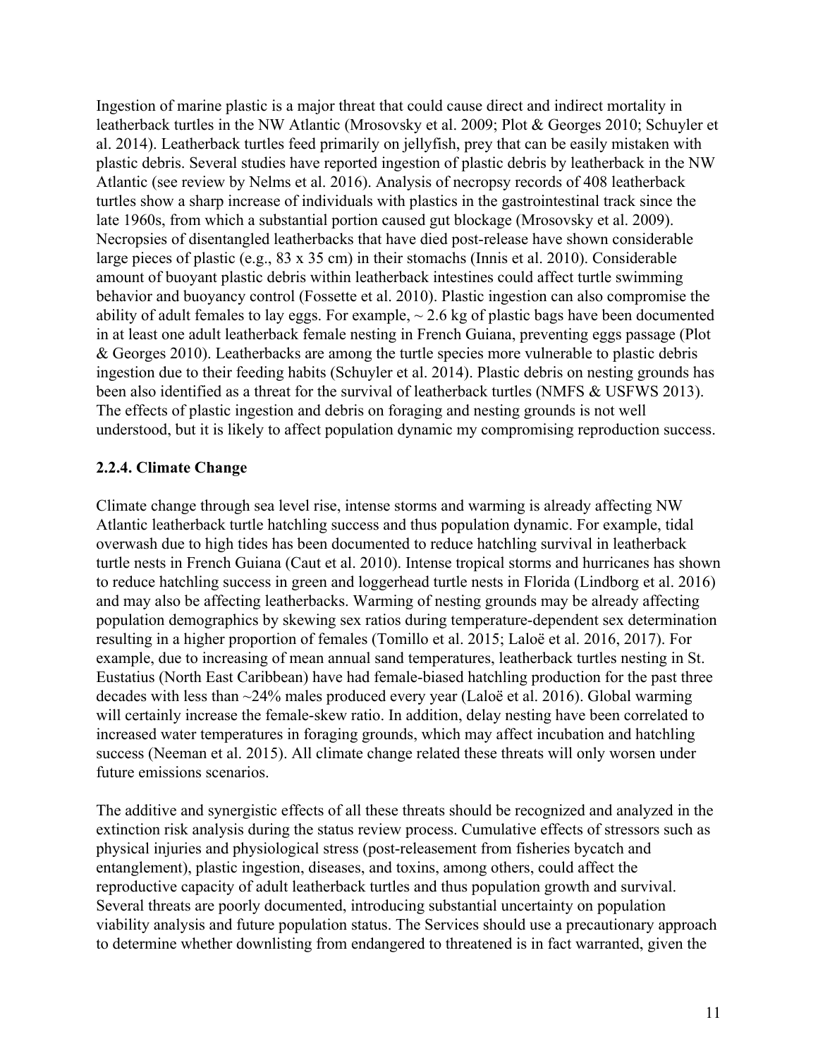Ingestion of marine plastic is a major threat that could cause direct and indirect mortality in leatherback turtles in the NW Atlantic (Mrosovsky et al. 2009; Plot & Georges 2010; Schuyler et al. 2014). Leatherback turtles feed primarily on jellyfish, prey that can be easily mistaken with plastic debris. Several studies have reported ingestion of plastic debris by leatherback in the NW Atlantic (see review by Nelms et al. 2016). Analysis of necropsy records of 408 leatherback turtles show a sharp increase of individuals with plastics in the gastrointestinal track since the late 1960s, from which a substantial portion caused gut blockage (Mrosovsky et al. 2009). Necropsies of disentangled leatherbacks that have died post-release have shown considerable large pieces of plastic (e.g., 83 x 35 cm) in their stomachs (Innis et al. 2010). Considerable amount of buoyant plastic debris within leatherback intestines could affect turtle swimming behavior and buoyancy control (Fossette et al. 2010). Plastic ingestion can also compromise the ability of adult females to lay eggs. For example, ~ 2.6 kg of plastic bags have been documented in at least one adult leatherback female nesting in French Guiana, preventing eggs passage (Plot & Georges 2010). Leatherbacks are among the turtle species more vulnerable to plastic debris ingestion due to their feeding habits (Schuyler et al. 2014). Plastic debris on nesting grounds has been also identified as a threat for the survival of leatherback turtles (NMFS & USFWS 2013). The effects of plastic ingestion and debris on foraging and nesting grounds is not well understood, but it is likely to affect population dynamic my compromising reproduction success.

### 2.2.4. Climate Change

Climate change through sea level rise, intense storms and warming is already affecting NW Atlantic leatherback turtle hatchling success and thus population dynamic. For example, tidal overwash due to high tides has been documented to reduce hatchling survival in leatherback turtle nests in French Guiana (Caut et al. 2010). Intense tropical storms and hurricanes has shown to reduce hatchling success in green and loggerhead turtle nests in Florida (Lindborg et al. 2016) and may also be affecting leatherbacks. Warming of nesting grounds may be already affecting population demographics by skewing sex ratios during temperature-dependent sex determination resulting in a higher proportion of females (Tomillo et al. 2015; Laloë et al. 2016, 2017). For example, due to increasing of mean annual sand temperatures, leatherback turtles nesting in St. Eustatius (North East Caribbean) have had female-biased hatchling production for the past three decades with less than ~24% males produced every year (Laloë et al. 2016). Global warming will certainly increase the female-skew ratio. In addition, delay nesting have been correlated to increased water temperatures in foraging grounds, which may affect incubation and hatchling success (Neeman et al. 2015). All climate change related these threats will only worsen under future emissions scenarios.

The additive and synergistic effects of all these threats should be recognized and analyzed in the extinction risk analysis during the status review process. Cumulative effects of stressors such as physical injuries and physiological stress (post-releasement from fisheries bycatch and entanglement), plastic ingestion, diseases, and toxins, among others, could affect the reproductive capacity of adult leatherback turtles and thus population growth and survival. Several threats are poorly documented, introducing substantial uncertainty on population viability analysis and future population status. The Services should use a precautionary approach to determine whether downlisting from endangered to threatened is in fact warranted, given the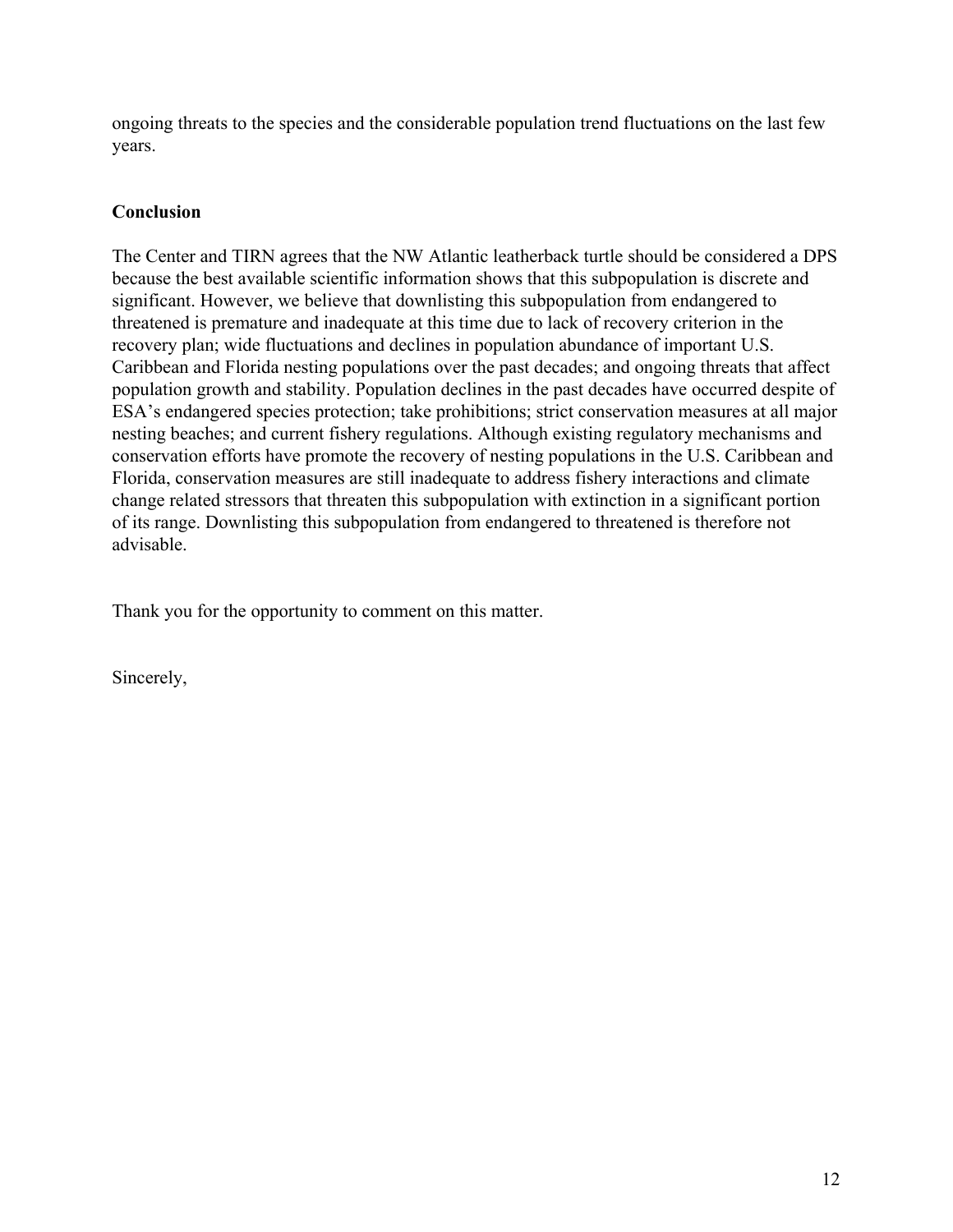ongoing threats to the species and the considerable population trend fluctuations on the last few years.

**Conclusion**

The Center and TIRN agrees that the NW Atlantic leatherback turtle should be considered a DPS because the best available scientific information shows that this subpopulation is discrete and significant. However, we believe that downlisting this subpopulation from endangered to threatened is premature and inadequate at this time due to lack of recovery criterion in the recovery plan; wide fluctuations and declines in population abundance of important U.S. Caribbean and Florida nesting populations over the past decades; and ongoing threats that affect population growth and stability. Population declines in the past decades have occurred despite of ESA's endangered species protection; take prohibitions; strict conservation measures at all major nesting beaches; and current fishery regulations. Although existing regulatory mechanisms and conservation efforts have promote the recovery of nesting populations in the U.S. Caribbean and Florida, conservation measures are still inadequate to address fishery interactions and climate change related stressors that threaten this subpopulation with extinction in a significant portion of its range. Downlisting this subpopulation from endangered to threatened is therefore not advisable.

Thank you for the opportunity to comment on this matter.

Sincerely,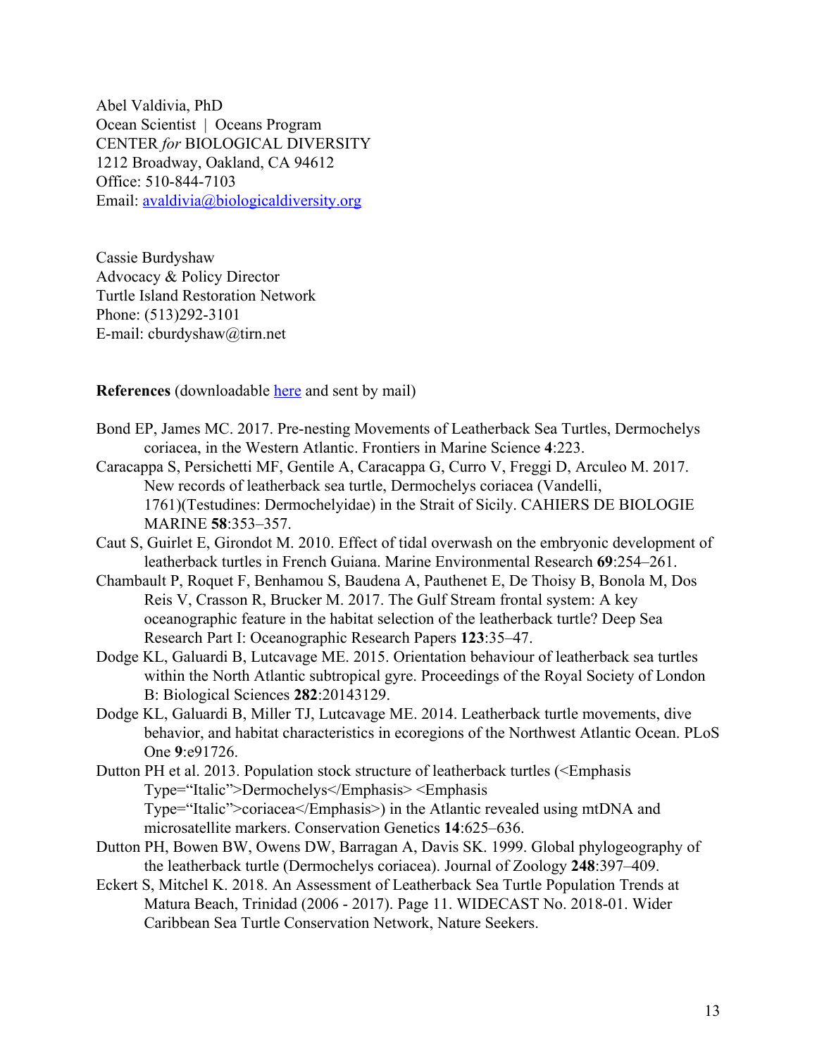Abel Valdivia, PhD  
Ocean Scientist | Oceans Program  
CENTER *for* BIOLOGICAL DIVERSITY  
1212 Broadway, Oakland, CA 94612  
Office: 510-844-7103  
Email: [avaldivia@biologicaldiversity.org](mailto:avaldivia@biologicaldiversity.org)

Cassie Burdyshaw  
Advocacy & Policy Director  
Turtle Island Restoration Network  
Phone: (513)292-3101  
E-mail: cburdyshaw@tirn.net

**References** (downloadable here and sent by mail)

Bond EP, James MC. 2017. Pre-nesting Movements of Leatherback Sea Turtles, Dermochelys coriacea, in the Western Atlantic. Frontiers in Marine Science **4**:223.

Caracappa S, Persichetti MF, Gentile A, Caracappa G, Curro V, Freggi D, Arculeo M. 2017. New records of leatherback sea turtle, Dermochelys coriacea (Vandelli, 1761)(Testudines: Dermochelyidae) in the Strait of Sicily. CAHIERS DE BIOLOGIE MARINE **58**:353–357.

Caut S, Guirlet E, Girondot M. 2010. Effect of tidal overwash on the embryonic development of leatherback turtles in French Guiana. Marine Environmental Research **69**:254–261.

Chambault P, Roquet F, Benhamou S, Baudena A, Pauthenet E, De Thoisy B, Bonola M, Dos Reis V, Crasson R, Brucker M. 2017. The Gulf Stream frontal system: A key oceanographic feature in the habitat selection of the leatherback turtle? Deep Sea Research Part I: Oceanographic Research Papers **123**:35–47.

Dodge KL, Galuardi B, Lutcavage ME. 2015. Orientation behaviour of leatherback sea turtles within the North Atlantic subtropical gyre. Proceedings of the Royal Society of London B: Biological Sciences **282**:20143129.

Dodge KL, Galuardi B, Miller TJ, Lutcavage ME. 2014. Leatherback turtle movements, dive behavior, and habitat characteristics in ecoregions of the Northwest Atlantic Ocean. PLoS One **9**:e91726.

Dutton PH et al. 2013. Population stock structure of leatherback turtles (<Emphasis Type="Italic">Dermochelys</Emphasis> <Emphasis Type="Italic">coriacea</Emphasis>) in the Atlantic revealed using mtDNA and microsatellite markers. Conservation Genetics **14**:625–636.

Dutton PH, Bowen BW, Owens DW, Barragan A, Davis SK. 1999. Global phylogeography of the leatherback turtle (Dermochelys coriacea). Journal of Zoology **248**:397–409.

Eckert S, Mitchel K. 2018. An Assessment of Leatherback Sea Turtle Population Trends at Matura Beach, Trinidad (2006 - 2017). Page 11. WIDECAST No. 2018-01. Wider Caribbean Sea Turtle Conservation Network, Nature Seekers.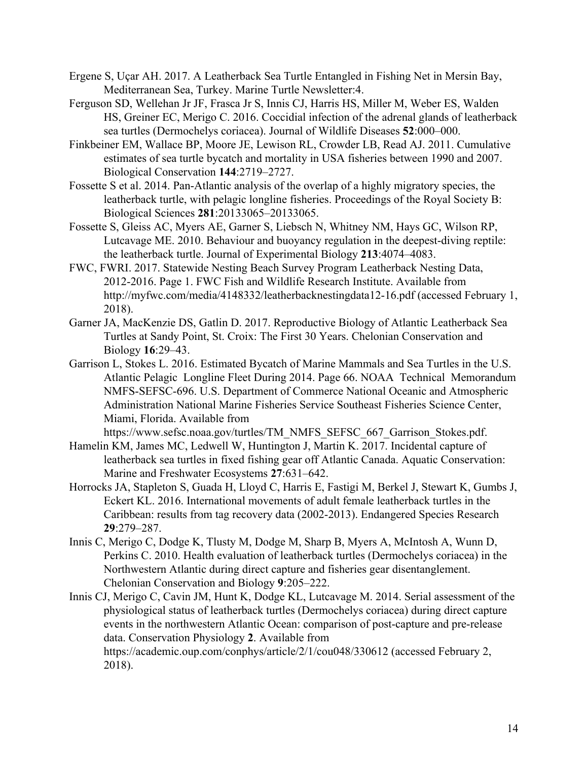Ergene S, Uçar AH. 2017. A Leatherback Sea Turtle Entangled in Fishing Net in Mersin Bay, Mediterranean Sea, Turkey. Marine Turtle Newsletter:4.

Ferguson SD, Wellehan Jr JF, Frasca Jr S, Innis CJ, Harris HS, Miller M, Weber ES, Walden HS, Greiner EC, Merigo C. 2016. Coccidial infection of the adrenal glands of leatherback sea turtles (Dermochelys coriacea). Journal of Wildlife Diseases **52**:000–000.

Finkbeiner EM, Wallace BP, Moore JE, Lewison RL, Crowder LB, Read AJ. 2011. Cumulative estimates of sea turtle bycatch and mortality in USA fisheries between 1990 and 2007. Biological Conservation **144**:2719–2727.

Fossette S et al. 2014. Pan-Atlantic analysis of the overlap of a highly migratory species, the leatherback turtle, with pelagic longline fisheries. Proceedings of the Royal Society B: Biological Sciences **281**:20133065–20133065.

Fossette S, Gleiss AC, Myers AE, Garner S, Liebsch N, Whitney NM, Hays GC, Wilson RP, Lutcavage ME. 2010. Behaviour and buoyancy regulation in the deepest-diving reptile: the leatherback turtle. Journal of Experimental Biology **213**:4074–4083.

FWC, FWRI. 2017. Statewide Nesting Beach Survey Program Leatherback Nesting Data, 2012-2016. Page 1. FWC Fish and Wildlife Research Institute. Available from http://myfwc.com/media/4148332/leatherbacknestingdata12-16.pdf (accessed February 1, 2018).

Garner JA, MacKenzie DS, Gatlin D. 2017. Reproductive Biology of Atlantic Leatherback Sea Turtles at Sandy Point, St. Croix: The First 30 Years. Chelonian Conservation and Biology **16**:29–43.

Garrison L, Stokes L. 2016. Estimated Bycatch of Marine Mammals and Sea Turtles in the U.S. Atlantic Pelagic Longline Fleet During 2014. Page 66. NOAA Technical Memorandum NMFS-SEFSC-696. U.S. Department of Commerce National Oceanic and Atmospheric Administration National Marine Fisheries Service Southeast Fisheries Science Center, Miami, Florida. Available from https://www.sefsc.noaa.gov/turtles/TM_NMFS_SEFSC_667_Garrison_Stokes.pdf.

Hamelin KM, James MC, Ledwell W, Huntington J, Martin K. 2017. Incidental capture of leatherback sea turtles in fixed fishing gear off Atlantic Canada. Aquatic Conservation: Marine and Freshwater Ecosystems **27**:631–642.

Horrocks JA, Stapleton S, Guada H, Lloyd C, Harris E, Fastigi M, Berkel J, Stewart K, Gumbs J, Eckert KL. 2016. International movements of adult female leatherback turtles in the Caribbean: results from tag recovery data (2002-2013). Endangered Species Research **29**:279–287.

Innis C, Merigo C, Dodge K, Tlusty M, Dodge M, Sharp B, Myers A, McIntosh A, Wunn D, Perkins C. 2010. Health evaluation of leatherback turtles (Dermochelys coriacea) in the Northwestern Atlantic during direct capture and fisheries gear disentanglement. Chelonian Conservation and Biology **9**:205–222.

Innis CJ, Merigo C, Cavin JM, Hunt K, Dodge KL, Lutcavage M. 2014. Serial assessment of the physiological status of leatherback turtles (Dermochelys coriacea) during direct capture events in the northwestern Atlantic Ocean: comparison of post-capture and pre-release data. Conservation Physiology **2**. Available from https://academic.oup.com/conphys/article/2/1/cou048/330612 (accessed February 2, 2018).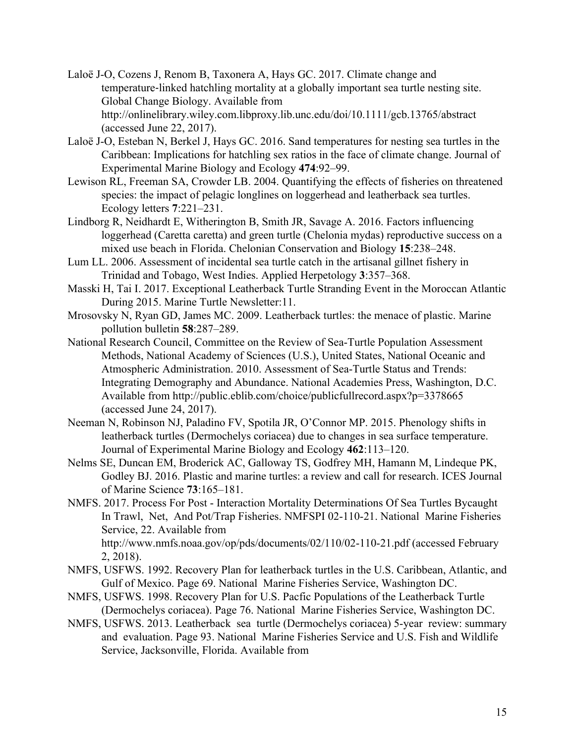Laloë J-O, Cozens J, Renom B, Taxonera A, Hays GC. 2017. Climate change and temperature-linked hatchling mortality at a globally important sea turtle nesting site. Global Change Biology. Available from http://onlinelibrary.wiley.com.libproxy.lib.unc.edu/doi/10.1111/gcb.13765/abstract (accessed June 22, 2017).

Laloë J-O, Esteban N, Berkel J, Hays GC. 2016. Sand temperatures for nesting sea turtles in the Caribbean: Implications for hatchling sex ratios in the face of climate change. Journal of Experimental Marine Biology and Ecology **474**:92–99.

Lewison RL, Freeman SA, Crowder LB. 2004. Quantifying the effects of fisheries on threatened species: the impact of pelagic longlines on loggerhead and leatherback sea turtles. Ecology letters **7**:221–231.

Lindborg R, Neidhardt E, Witherington B, Smith JR, Savage A. 2016. Factors influencing loggerhead (Caretta caretta) and green turtle (Chelonia mydas) reproductive success on a mixed use beach in Florida. Chelonian Conservation and Biology **15**:238–248.

Lum LL. 2006. Assessment of incidental sea turtle catch in the artisanal gillnet fishery in Trinidad and Tobago, West Indies. Applied Herpetology **3**:357–368.

Masski H, Tai I. 2017. Exceptional Leatherback Turtle Stranding Event in the Moroccan Atlantic During 2015. Marine Turtle Newsletter:11.

Mrosovsky N, Ryan GD, James MC. 2009. Leatherback turtles: the menace of plastic. Marine pollution bulletin **58**:287–289.

National Research Council, Committee on the Review of Sea-Turtle Population Assessment Methods, National Academy of Sciences (U.S.), United States, National Oceanic and Atmospheric Administration. 2010. Assessment of Sea-Turtle Status and Trends: Integrating Demography and Abundance. National Academies Press, Washington, D.C. Available from http://public.eblib.com/choice/publicfullrecord.aspx?p=3378665 (accessed June 24, 2017).

Neeman N, Robinson NJ, Paladino FV, Spotila JR, O'Connor MP. 2015. Phenology shifts in leatherback turtles (Dermochelys coriacea) due to changes in sea surface temperature. Journal of Experimental Marine Biology and Ecology **462**:113–120.

Nelms SE, Duncan EM, Broderick AC, Galloway TS, Godfrey MH, Hamann M, Lindeque PK, Godley BJ. 2016. Plastic and marine turtles: a review and call for research. ICES Journal of Marine Science **73**:165–181.

NMFS. 2017. Process For Post - Interaction Mortality Determinations Of Sea Turtles Bycaught In Trawl, Net, And Pot/Trap Fisheries. NMFSPI 02-110-21. National Marine Fisheries Service, 22. Available from http://www.nmfs.noaa.gov/op/pds/documents/02/110/02-110-21.pdf (accessed February 2, 2018).

NMFS, USFWS. 1992. Recovery Plan for leatherback turtles in the U.S. Caribbean, Atlantic, and Gulf of Mexico. Page 69. National Marine Fisheries Service, Washington DC.

NMFS, USFWS. 1998. Recovery Plan for U.S. Pacfic Populations of the Leatherback Turtle (Dermochelys coriacea). Page 76. National Marine Fisheries Service, Washington DC.

NMFS, USFWS. 2013. Leatherback sea turtle (Dermochelys coriacea) 5-year review: summary and evaluation. Page 93. National Marine Fisheries Service and U.S. Fish and Wildlife Service, Jacksonville, Florida. Available from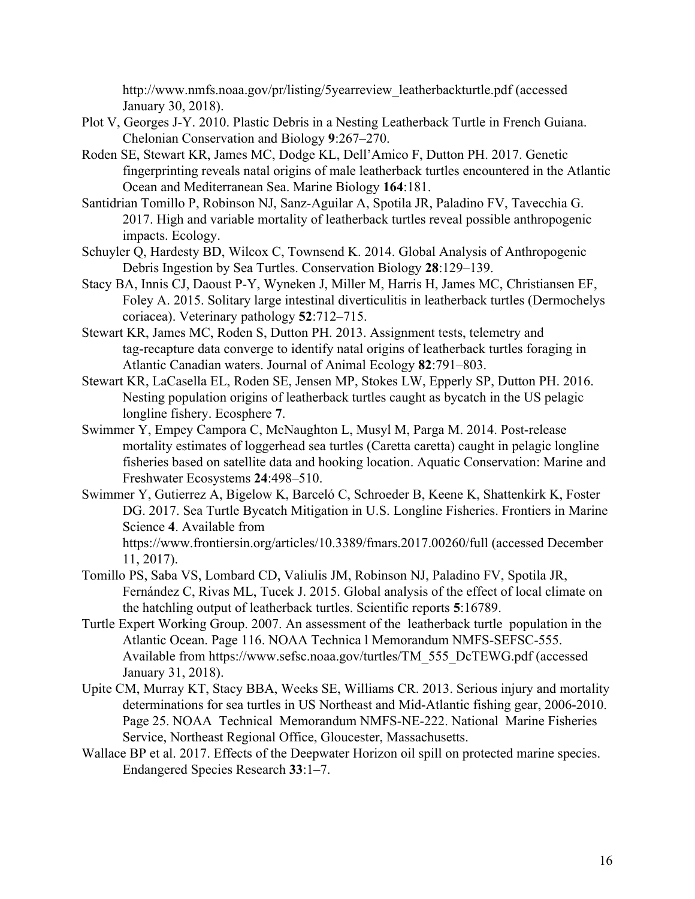http://www.nmfs.noaa.gov/pr/listing/5yearreview_leatherbackturtle.pdf (accessed January 30, 2018).

Plot V, Georges J-Y. 2010. Plastic Debris in a Nesting Leatherback Turtle in French Guiana. Chelonian Conservation and Biology **9**:267–270.

Roden SE, Stewart KR, James MC, Dodge KL, Dell'Amico F, Dutton PH. 2017. Genetic fingerprinting reveals natal origins of male leatherback turtles encountered in the Atlantic Ocean and Mediterranean Sea. Marine Biology **164**:181.

Santidrian Tomillo P, Robinson NJ, Sanz-Aguilar A, Spotila JR, Paladino FV, Tavecchia G. 2017. High and variable mortality of leatherback turtles reveal possible anthropogenic impacts. Ecology.

Schuyler Q, Hardesty BD, Wilcox C, Townsend K. 2014. Global Analysis of Anthropogenic Debris Ingestion by Sea Turtles. Conservation Biology **28**:129–139.

Stacy BA, Innis CJ, Daoust P-Y, Wyneken J, Miller M, Harris H, James MC, Christiansen EF, Foley A. 2015. Solitary large intestinal diverticulitis in leatherback turtles (Dermochelys coriacea). Veterinary pathology **52**:712–715.

Stewart KR, James MC, Roden S, Dutton PH. 2013. Assignment tests, telemetry and tag-recapture data converge to identify natal origins of leatherback turtles foraging in Atlantic Canadian waters. Journal of Animal Ecology **82**:791–803.

Stewart KR, LaCasella EL, Roden SE, Jensen MP, Stokes LW, Epperly SP, Dutton PH. 2016. Nesting population origins of leatherback turtles caught as bycatch in the US pelagic longline fishery. Ecosphere **7**.

Swimmer Y, Empey Campora C, McNaughton L, Musyl M, Parga M. 2014. Post-release mortality estimates of loggerhead sea turtles (Caretta caretta) caught in pelagic longline fisheries based on satellite data and hooking location. Aquatic Conservation: Marine and Freshwater Ecosystems **24**:498–510.

Swimmer Y, Gutierrez A, Bigelow K, Barceló C, Schroeder B, Keene K, Shattenkirk K, Foster DG. 2017. Sea Turtle Bycatch Mitigation in U.S. Longline Fisheries. Frontiers in Marine Science **4**. Available from https://www.frontiersin.org/articles/10.3389/fmars.2017.00260/full (accessed December 11, 2017).

Tomillo PS, Saba VS, Lombard CD, Valiulis JM, Robinson NJ, Paladino FV, Spotila JR, Fernández C, Rivas ML, Tucek J. 2015. Global analysis of the effect of local climate on the hatchling output of leatherback turtles. Scientific reports **5**:16789.

Turtle Expert Working Group. 2007. An assessment of the leatherback turtle population in the Atlantic Ocean. Page 116. NOAA Technica l Memorandum NMFS-SEFSC-555. Available from https://www.sefsc.noaa.gov/turtles/TM_555_DcTEWG.pdf (accessed January 31, 2018).

Upite CM, Murray KT, Stacy BBA, Weeks SE, Williams CR. 2013. Serious injury and mortality determinations for sea turtles in US Northeast and Mid-Atlantic fishing gear, 2006-2010. Page 25. NOAA Technical Memorandum NMFS-NE-222. National Marine Fisheries Service, Northeast Regional Office, Gloucester, Massachusetts.

Wallace BP et al. 2017. Effects of the Deepwater Horizon oil spill on protected marine species. Endangered Species Research **33**:1–7.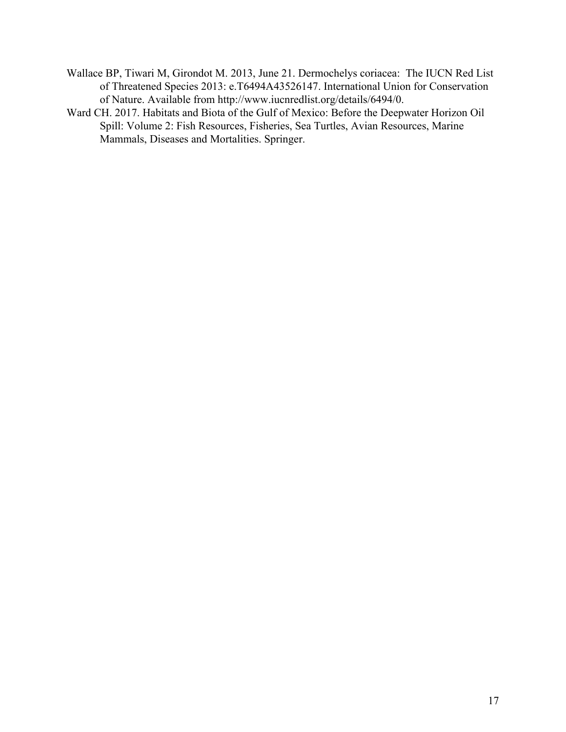Wallace BP, Tiwari M, Girondot M. 2013, June 21. Dermochelys coriacea: The IUCN Red List of Threatened Species 2013: e.T6494A43526147. International Union for Conservation of Nature. Available from http://www.iucnredlist.org/details/6494/0.

Ward CH. 2017. Habitats and Biota of the Gulf of Mexico: Before the Deepwater Horizon Oil Spill: Volume 2: Fish Resources, Fisheries, Sea Turtles, Avian Resources, Marine Mammals, Diseases and Mortalities. Springer.